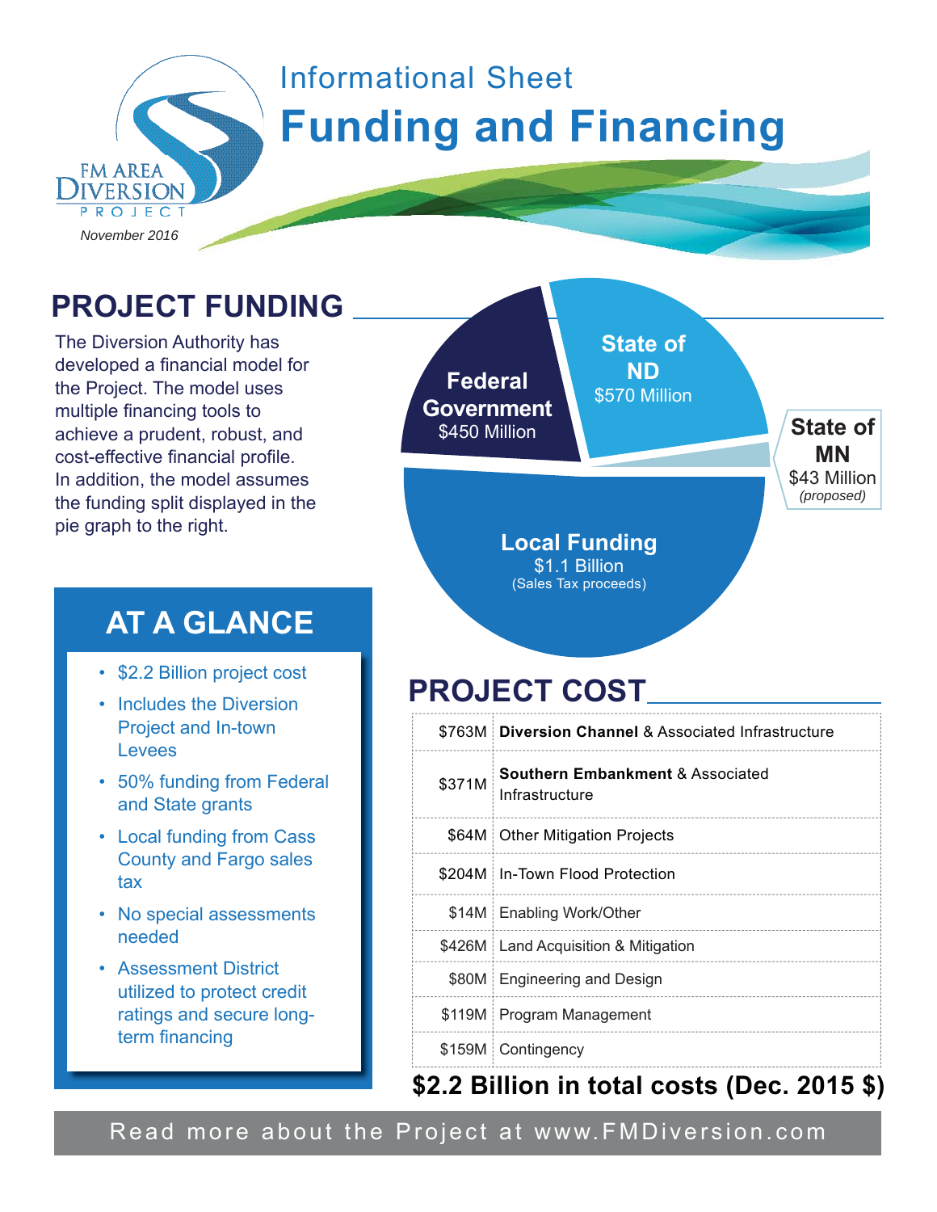FM AREA DIVERSION PROJECT

*November 2016*

# Informational Sheet
# Funding and Financing

## PROJECT FUNDING

The Diversion Authority has developed a financial model for the Project. The model uses multiple financing tools to achieve a prudent, robust, and cost-effective financial profile. In addition, the model assumes the funding split displayed in the pie graph to the right.

- **Federal Government** $450 Million
- **State of ND** $570 Million
- **State of MN** $43 Million *(proposed)*
- **Local Funding** $1.1 Billion (Sales Tax proceeds)

## AT A GLANCE

- $2.2 Billion project cost
- Includes the Diversion Project and In-town Levees
- 50% funding from Federal and State grants
- Local funding from Cass County and Fargo sales tax
- No special assessments needed
- Assessment District utilized to protect credit ratings and secure long-term financing

## PROJECT COST

| | |
|---|---|
| $763M | **Diversion Channel** & Associated Infrastructure |
| $371M | **Southern Embankment** & Associated Infrastructure |
| $64M | Other Mitigation Projects |
| $204M | In-Town Flood Protection |
| $14M | Enabling Work/Other |
| $426M | Land Acquisition & Mitigation |
| $80M | Engineering and Design |
| $119M | Program Management |
| $159M | Contingency |

**$2.2 Billion in total costs (Dec. 2015 $)**

Read more about the Project at www.FMDiversion.com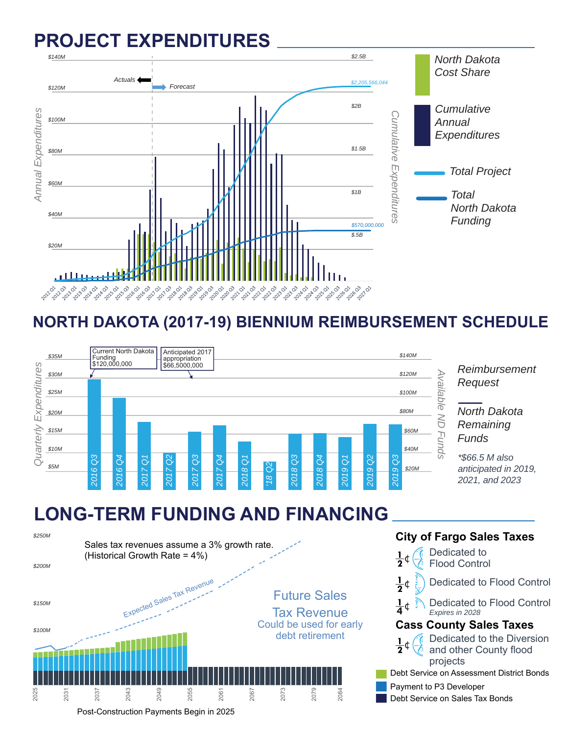# PROJECT EXPENDITURES

$140M
$120M
$100M
$80M
$60M
$40M
$20M

Annual Expenditures

Actuals
Forecast

$2.5B
$2,205,566,044
$2B
$1.5B
$1B
$570,000,000
$.5B

Cumulative Expenditures

2012 Q1, 2012 Q3, 2013 Q1, 2013 Q3, 2014 Q1, 2014 Q3, 2015 Q1, 2015 Q3, 2016 Q1, 2016 Q3, 2017 Q1, 2017 Q3, 2018 Q1, 2018 Q3, 2019 Q1, 2019 Q3, 2020 Q1, 2020 Q3, 2021 Q1, 2021 Q3, 2022 Q1, 2022 Q3, 2023 Q1, 2023 Q3, 2024 Q1, 2024 Q3, 2025 Q1, 2025 Q3, 2026 Q1, 2026 Q3, 2027 Q1

North Dakota Cost Share

Cumulative Annual Expenditures

Total Project

Total North Dakota Funding

# NORTH DAKOTA (2017-19) BIENNIUM REIMBURSEMENT SCHEDULE

Current North Dakota Funding $120,000,000

Anticipated 2017 appropriation $66,5000,000

$35M
$30M
$25M
$20M
$15M
$10M
$5M

Quarterly Expenditures

2016 Q3, 2016 Q4, 2017 Q1, 2017 Q2, 2017 Q3, 2017 Q4, 2018 Q1, '18 Q2, 2018 Q3, 2018 Q4, 2019 Q1, 2019 Q2, 2019 Q3

$140M
$120M
$100M
$80M
$60M
$40M
$20M

Available ND Funds

Reimbursement Request

North Dakota Remaining Funds

*\$66.5 M also anticipated in 2019, 2021, and 2023*

# LONG-TERM FUNDING AND FINANCING

$250M
$200M
$150M
$100M

Sales tax revenues assume a 3% growth rate.
(Historical Growth Rate = 4%)

Expected Sales Tax Revenue

Future Sales Tax Revenue
Could be used for early debt retirement

2025, 2031, 2037, 2043, 2049, 2055, 2061, 2067, 2073, 2079, 2084

Post-Construction Payments Begin in 2025

### City of Fargo Sales Taxes

½¢ Dedicated to Flood Control

½¢ Dedicated to Flood Control

¼¢ Dedicated to Flood Control
Expires in 2028

### Cass County Sales Taxes

½¢ Dedicated to the Diversion and other County flood projects

Debt Service on Assessment District Bonds

Payment to P3 Developer

Debt Service on Sales Tax Bonds